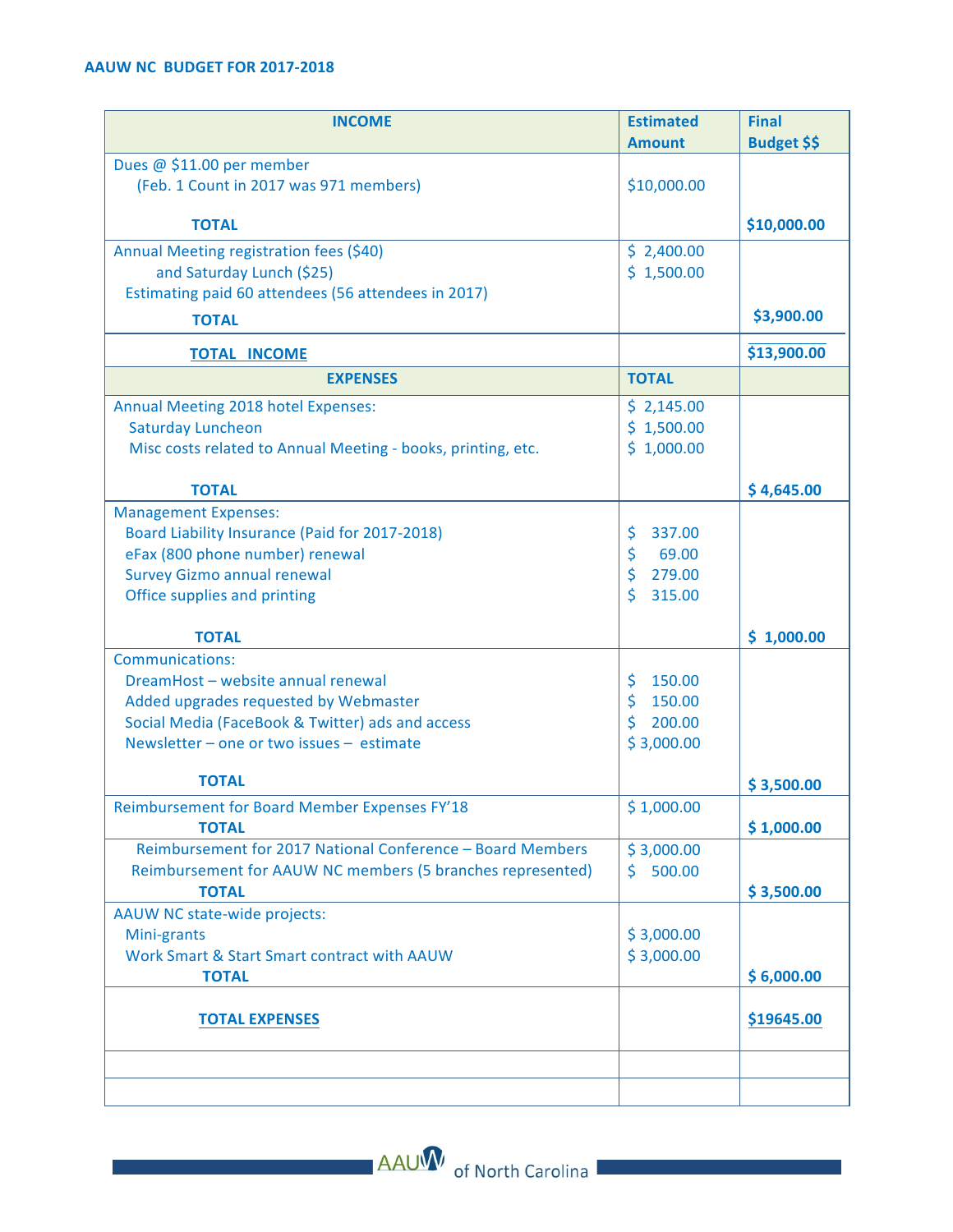**AAUW NC BUDGET FOR 2017-2018**

| INCOME | Estimated Amount | Final Budget $$ |
|---|---|---|
| Dues @ $11.00 per member<br>(Feb. 1 Count in 2017 was 971 members) | $10,000.00 | |
| **TOTAL** | | **$10,000.00** |
| Annual Meeting registration fees ($40) | $ 2,400.00 | |
| and Saturday Lunch ($25) | $ 1,500.00 | |
| Estimating paid 60 attendees (56 attendees in 2017) | | |
| **TOTAL** | | **$3,900.00** |
| **TOTAL INCOME** | | **$13,900.00** |
| **EXPENSES** | **TOTAL** | |
| Annual Meeting 2018 hotel Expenses: | $ 2,145.00 | |
| Saturday Luncheon | $ 1,500.00 | |
| Misc costs related to Annual Meeting - books, printing, etc. | $ 1,000.00 | |
| **TOTAL** | | **$ 4,645.00** |
| Management Expenses: | | |
| Board Liability Insurance (Paid for 2017-2018) | $ 337.00 | |
| eFax (800 phone number) renewal | $ 69.00 | |
| Survey Gizmo annual renewal | $ 279.00 | |
| Office supplies and printing | $ 315.00 | |
| **TOTAL** | | **$ 1,000.00** |
| Communications: | | |
| DreamHost – website annual renewal | $ 150.00 | |
| Added upgrades requested by Webmaster | $ 150.00 | |
| Social Media (FaceBook & Twitter) ads and access | $ 200.00 | |
| Newsletter – one or two issues – estimate | $ 3,000.00 | |
| **TOTAL** | | **$ 3,500.00** |
| Reimbursement for Board Member Expenses FY'18 | $ 1,000.00 | |
| **TOTAL** | | **$ 1,000.00** |
| Reimbursement for 2017 National Conference – Board Members | $ 3,000.00 | |
| Reimbursement for AAUW NC members (5 branches represented) | $ 500.00 | |
| **TOTAL** | | **$ 3,500.00** |
| AAUW NC state-wide projects: | | |
| Mini-grants | $ 3,000.00 | |
| Work Smart & Start Smart contract with AAUW | $ 3,000.00 | |
| **TOTAL** | | **$ 6,000.00** |
| **TOTAL EXPENSES** | | **$19645.00** |
| | | |
| | | |

AAUW of North Carolina